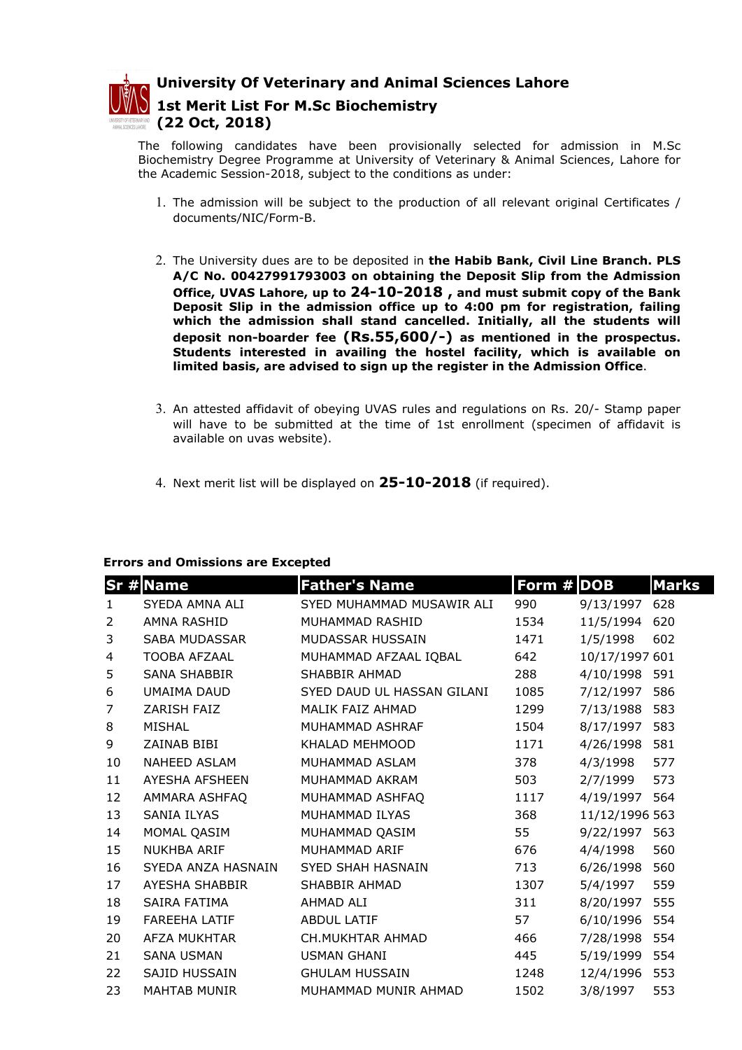# University Of Veterinary and Animal Sciences Lahore

## 1st Merit List For M.Sc Biochemistry

## (22 Oct, 2018)

The following candidates have been provisionally selected for admission in M.Sc Biochemistry Degree Programme at University of Veterinary & Animal Sciences, Lahore for the Academic Session-2018, subject to the conditions as under:

1. The admission will be subject to the production of all relevant original Certificates / documents/NIC/Form-B.

2. The University dues are to be deposited in **the Habib Bank, Civil Line Branch. PLS A/C No. 00427991793003 on obtaining the Deposit Slip from the Admission Office, UVAS Lahore, up to 24-10-2018 , and must submit copy of the Bank Deposit Slip in the admission office up to 4:00 pm for registration, failing which the admission shall stand cancelled. Initially, all the students will deposit non-boarder fee (Rs.55,600/-) as mentioned in the prospectus. Students interested in availing the hostel facility, which is available on limited basis, are advised to sign up the register in the Admission Office**.

3. An attested affidavit of obeying UVAS rules and regulations on Rs. 20/- Stamp paper will have to be submitted at the time of 1st enrollment (specimen of affidavit is available on uvas website).

4. Next merit list will be displayed on **25-10-2018** (if required).

**Errors and Omissions are Excepted**

| Sr # | Name | Father's Name | Form # | DOB | Marks |
|---|---|---|---|---|---|
| 1 | SYEDA AMNA ALI | SYED MUHAMMAD MUSAWIR ALI | 990 | 9/13/1997 | 628 |
| 2 | AMNA RASHID | MUHAMMAD RASHID | 1534 | 11/5/1994 | 620 |
| 3 | SABA MUDASSAR | MUDASSAR HUSSAIN | 1471 | 1/5/1998 | 602 |
| 4 | TOOBA AFZAAL | MUHAMMAD AFZAAL IQBAL | 642 | 10/17/1997 | 601 |
| 5 | SANA SHABBIR | SHABBIR AHMAD | 288 | 4/10/1998 | 591 |
| 6 | UMAIMA DAUD | SYED DAUD UL HASSAN GILANI | 1085 | 7/12/1997 | 586 |
| 7 | ZARISH FAIZ | MALIK FAIZ AHMAD | 1299 | 7/13/1988 | 583 |
| 8 | MISHAL | MUHAMMAD ASHRAF | 1504 | 8/17/1997 | 583 |
| 9 | ZAINAB BIBI | KHALAD MEHMOOD | 1171 | 4/26/1998 | 581 |
| 10 | NAHEED ASLAM | MUHAMMAD ASLAM | 378 | 4/3/1998 | 577 |
| 11 | AYESHA AFSHEEN | MUHAMMAD AKRAM | 503 | 2/7/1999 | 573 |
| 12 | AMMARA ASHFAQ | MUHAMMAD ASHFAQ | 1117 | 4/19/1997 | 564 |
| 13 | SANIA ILYAS | MUHAMMAD ILYAS | 368 | 11/12/1996 | 563 |
| 14 | MOMAL QASIM | MUHAMMAD QASIM | 55 | 9/22/1997 | 563 |
| 15 | NUKHBA ARIF | MUHAMMAD ARIF | 676 | 4/4/1998 | 560 |
| 16 | SYEDA ANZA HASNAIN | SYED SHAH HASNAIN | 713 | 6/26/1998 | 560 |
| 17 | AYESHA SHABBIR | SHABBIR AHMAD | 1307 | 5/4/1997 | 559 |
| 18 | SAIRA FATIMA | AHMAD ALI | 311 | 8/20/1997 | 555 |
| 19 | FAREEHA LATIF | ABDUL LATIF | 57 | 6/10/1996 | 554 |
| 20 | AFZA MUKHTAR | CH.MUKHTAR AHMAD | 466 | 7/28/1998 | 554 |
| 21 | SANA USMAN | USMAN GHANI | 445 | 5/19/1999 | 554 |
| 22 | SAJID HUSSAIN | GHULAM HUSSAIN | 1248 | 12/4/1996 | 553 |
| 23 | MAHTAB MUNIR | MUHAMMAD MUNIR AHMAD | 1502 | 3/8/1997 | 553 |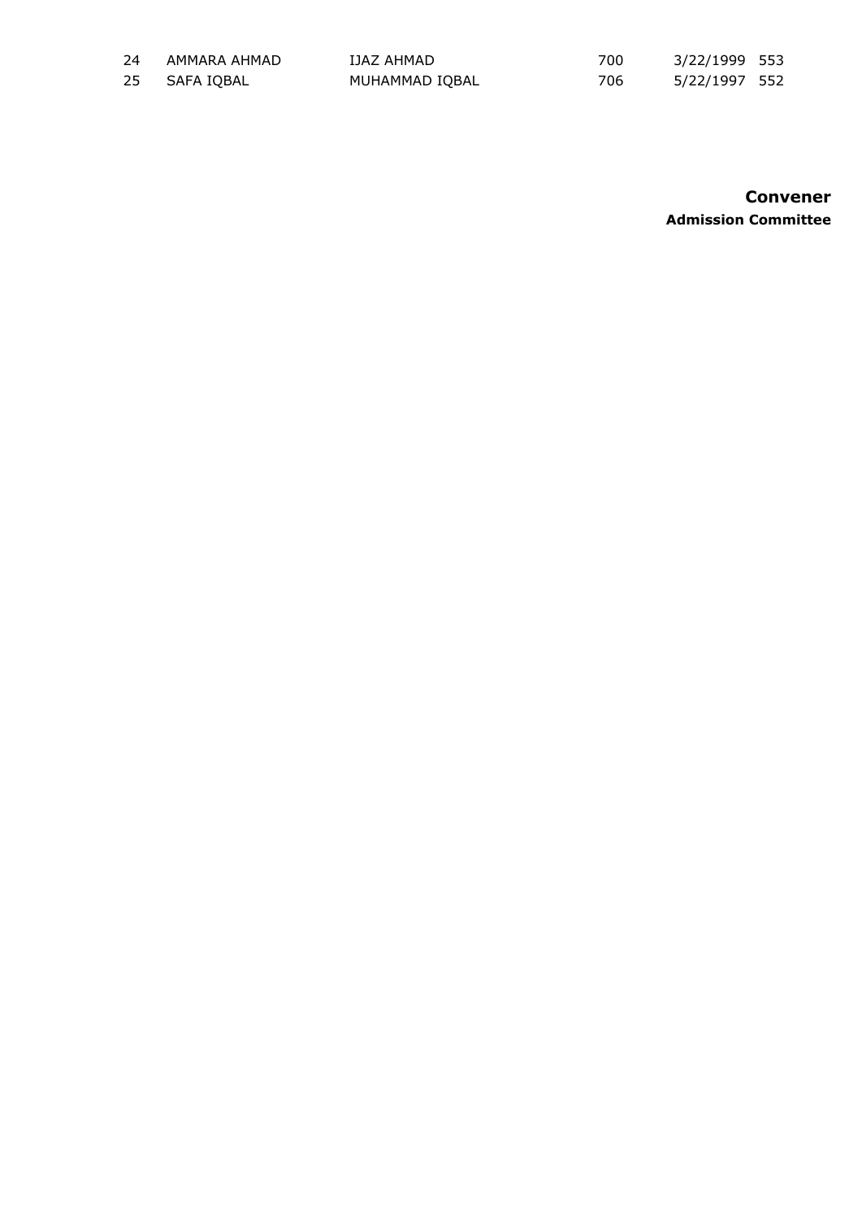| | | | | | |
|---|---|---|---|---|---|
| 24 | AMMARA AHMAD | IJAZ AHMAD | 700 | 3/22/1999 | 553 |
| 25 | SAFA IQBAL | MUHAMMAD IQBAL | 706 | 5/22/1997 | 552 |

**Convener**
**Admission Committee**